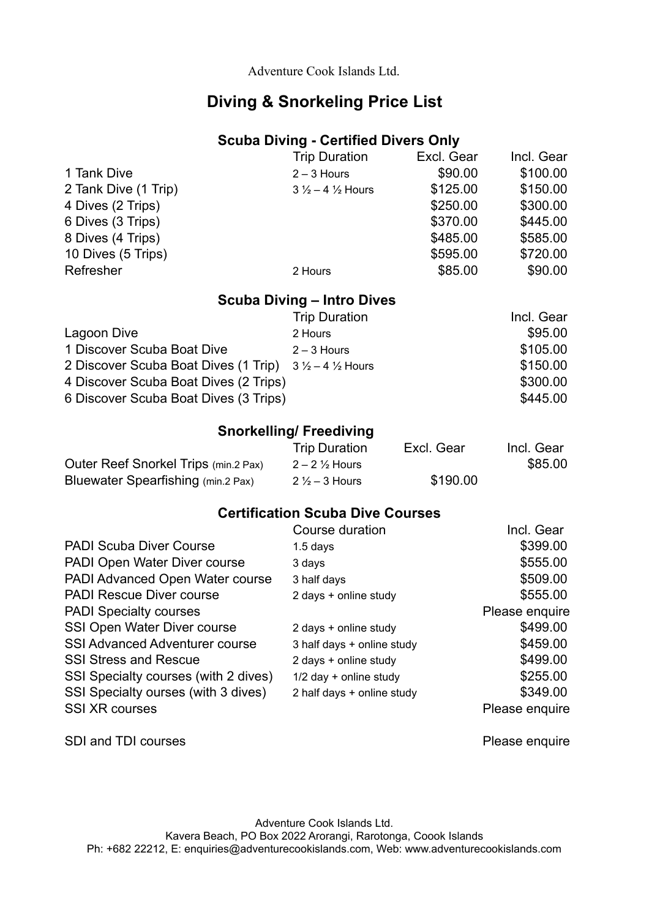Adventure Cook Islands Ltd.

# Diving & Snorkeling Price List

## Scuba Diving - Certified Divers Only

| | Trip Duration | Excl. Gear | Incl. Gear |
|---|---|---|---|
| 1 Tank Dive | 2 – 3 Hours | $90.00 | $100.00 |
| 2 Tank Dive (1 Trip) | 3 ½ – 4 ½ Hours | $125.00 | $150.00 |
| 4 Dives (2 Trips) | | $250.00 | $300.00 |
| 6 Dives (3 Trips) | | $370.00 | $445.00 |
| 8 Dives (4 Trips) | | $485.00 | $585.00 |
| 10 Dives (5 Trips) | | $595.00 | $720.00 |
| Refresher | 2 Hours | $85.00 | $90.00 |

## Scuba Diving – Intro Dives

| | Trip Duration | Incl. Gear |
|---|---|---|
| Lagoon Dive | 2 Hours | $95.00 |
| 1 Discover Scuba Boat Dive | 2 – 3 Hours | $105.00 |
| 2 Discover Scuba Boat Dives (1 Trip) | 3 ½ – 4 ½ Hours | $150.00 |
| 4 Discover Scuba Boat Dives (2 Trips) | | $300.00 |
| 6 Discover Scuba Boat Dives (3 Trips) | | $445.00 |

## Snorkelling/ Freediving

| | Trip Duration | Excl. Gear | Incl. Gear |
|---|---|---|---|
| Outer Reef Snorkel Trips (min.2 Pax) | 2 – 2 ½ Hours | | $85.00 |
| Bluewater Spearfishing (min.2 Pax) | 2 ½ – 3 Hours | $190.00 | |

## Certification Scuba Dive Courses

| | Course duration | Incl. Gear |
|---|---|---|
| PADI Scuba Diver Course | 1.5 days | $399.00 |
| PADI Open Water Diver course | 3 days | $555.00 |
| PADI Advanced Open Water course | 3 half days | $509.00 |
| PADI Rescue Diver course | 2 days + online study | $555.00 |
| PADI Specialty courses | | Please enquire |
| SSI Open Water Diver course | 2 days + online study | $499.00 |
| SSI Advanced Adventurer course | 3 half days + online study | $459.00 |
| SSI Stress and Rescue | 2 days + online study | $499.00 |
| SSI Specialty courses (with 2 dives) | 1/2 day + online study | $255.00 |
| SSI Specialty ourses (with 3 dives) | 2 half days + online study | $349.00 |
| SSI XR courses | | Please enquire |
| | | |
| SDI and TDI courses | | Please enquire |

Adventure Cook Islands Ltd.
Kavera Beach, PO Box 2022 Arorangi, Rarotonga, Coook Islands
Ph: +682 22212, E: enquiries@adventurecookislands.com, Web: www.adventurecookislands.com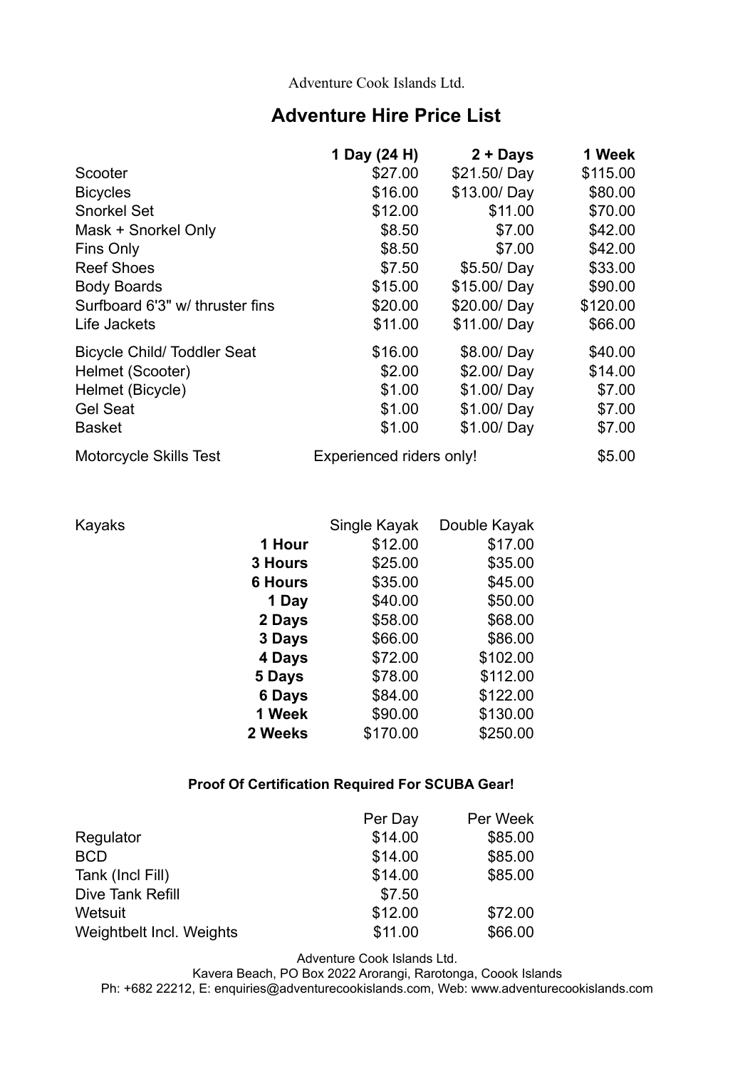Adventure Cook Islands Ltd.

# Adventure Hire Price List

| | 1 Day (24 H) | 2 + Days | 1 Week |
|---|---|---|---|
| Scooter | $27.00 | $21.50/ Day | $115.00 |
| Bicycles | $16.00 | $13.00/ Day | $80.00 |
| Snorkel Set | $12.00 | $11.00 | $70.00 |
| Mask + Snorkel Only | $8.50 | $7.00 | $42.00 |
| Fins Only | $8.50 | $7.00 | $42.00 |
| Reef Shoes | $7.50 | $5.50/ Day | $33.00 |
| Body Boards | $15.00 | $15.00/ Day | $90.00 |
| Surfboard 6'3" w/ thruster fins | $20.00 | $20.00/ Day | $120.00 |
| Life Jackets | $11.00 | $11.00/ Day | $66.00 |
| Bicycle Child/ Toddler Seat | $16.00 | $8.00/ Day | $40.00 |
| Helmet (Scooter) | $2.00 | $2.00/ Day | $14.00 |
| Helmet (Bicycle) | $1.00 | $1.00/ Day | $7.00 |
| Gel Seat | $1.00 | $1.00/ Day | $7.00 |
| Basket | $1.00 | $1.00/ Day | $7.00 |
| Motorcycle Skills Test | Experienced riders only! | | $5.00 |

| Kayaks | | Single Kayak | Double Kayak |
|---|---|---|---|
| | **1 Hour** | $12.00 | $17.00 |
| | **3 Hours** | $25.00 | $35.00 |
| | **6 Hours** | $35.00 | $45.00 |
| | **1 Day** | $40.00 | $50.00 |
| | **2 Days** | $58.00 | $68.00 |
| | **3 Days** | $66.00 | $86.00 |
| | **4 Days** | $72.00 | $102.00 |
| | **5 Days** | $78.00 | $112.00 |
| | **6 Days** | $84.00 | $122.00 |
| | **1 Week** | $90.00 | $130.00 |
| | **2 Weeks** | $170.00 | $250.00 |

**Proof Of Certification Required For SCUBA Gear!**

| | Per Day | Per Week |
|---|---|---|
| Regulator | $14.00 | $85.00 |
| BCD | $14.00 | $85.00 |
| Tank (Incl Fill) | $14.00 | $85.00 |
| Dive Tank Refill | $7.50 | |
| Wetsuit | $12.00 | $72.00 |
| Weightbelt Incl. Weights | $11.00 | $66.00 |

Adventure Cook Islands Ltd.
Kavera Beach, PO Box 2022 Arorangi, Rarotonga, Coook Islands
Ph: +682 22212, E: enquiries@adventurecookislands.com, Web: www.adventurecookislands.com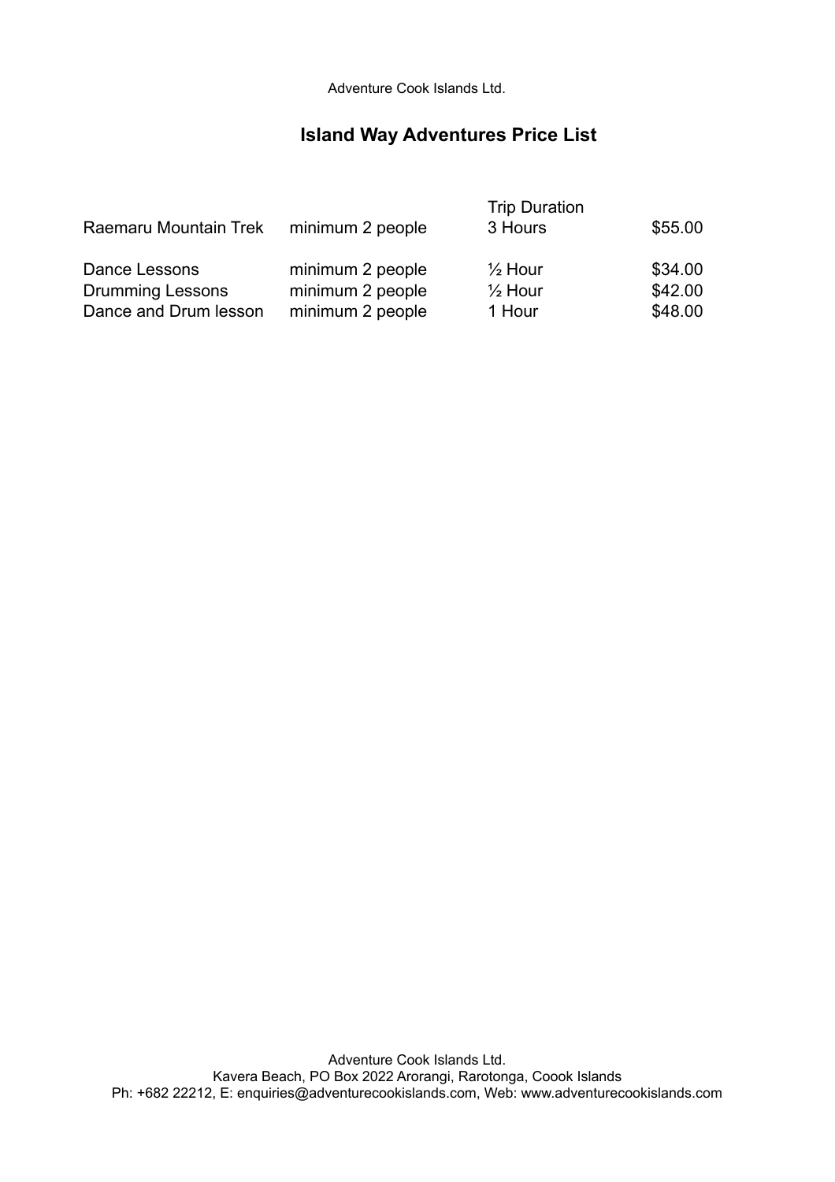## Island Way Adventures Price List

| | | Trip Duration | |
|---|---|---|---|
| Raemaru Mountain Trek | minimum 2 people | 3 Hours | $55.00 |
| Dance Lessons | minimum 2 people | ½ Hour | $34.00 |
| Drumming Lessons | minimum 2 people | ½ Hour | $42.00 |
| Dance and Drum lesson | minimum 2 people | 1 Hour | $48.00 |